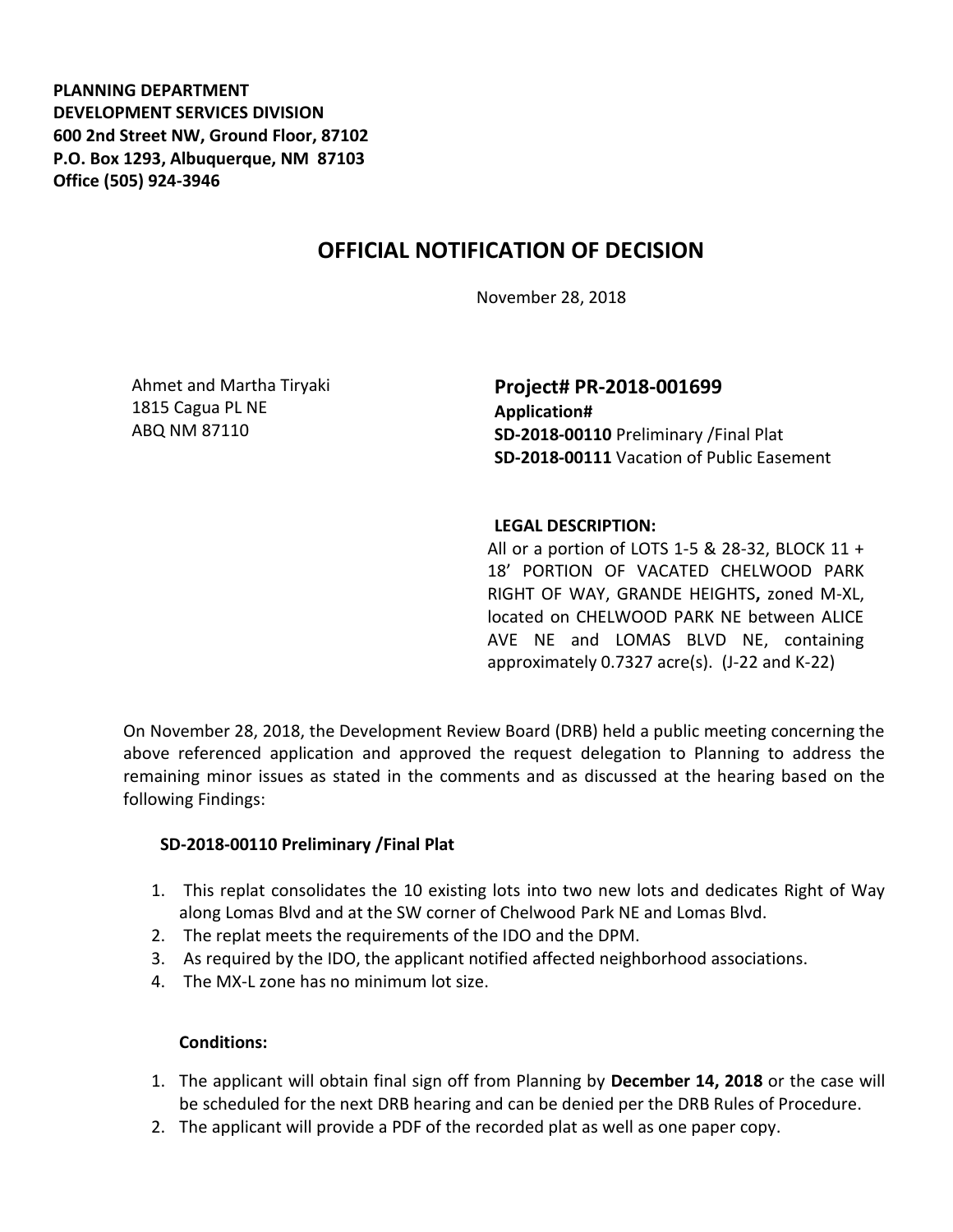**PLANNING DEPARTMENT**
**DEVELOPMENT SERVICES DIVISION**
**600 2nd Street NW, Ground Floor, 87102**
**P.O. Box 1293, Albuquerque, NM 87103**
**Office (505) 924-3946**

# OFFICIAL NOTIFICATION OF DECISION

November 28, 2018

Ahmet and Martha Tiryaki
1815 Cagua PL NE
ABQ NM 87110

**Project# PR-2018-001699**
**Application#**
**SD-2018-00110** Preliminary /Final Plat
**SD-2018-00111** Vacation of Public Easement

**LEGAL DESCRIPTION:**
All or a portion of LOTS 1-5 & 28-32, BLOCK 11 + 18' PORTION OF VACATED CHELWOOD PARK RIGHT OF WAY, GRANDE HEIGHTS**,** zoned M-XL, located on CHELWOOD PARK NE between ALICE AVE NE and LOMAS BLVD NE, containing approximately 0.7327 acre(s). (J-22 and K-22)

On November 28, 2018, the Development Review Board (DRB) held a public meeting concerning the above referenced application and approved the request delegation to Planning to address the remaining minor issues as stated in the comments and as discussed at the hearing based on the following Findings:

**SD-2018-00110 Preliminary /Final Plat**

1. This replat consolidates the 10 existing lots into two new lots and dedicates Right of Way along Lomas Blvd and at the SW corner of Chelwood Park NE and Lomas Blvd.
2. The replat meets the requirements of the IDO and the DPM.
3. As required by the IDO, the applicant notified affected neighborhood associations.
4. The MX-L zone has no minimum lot size.

**Conditions:**

1. The applicant will obtain final sign off from Planning by **December 14, 2018** or the case will be scheduled for the next DRB hearing and can be denied per the DRB Rules of Procedure.
2. The applicant will provide a PDF of the recorded plat as well as one paper copy.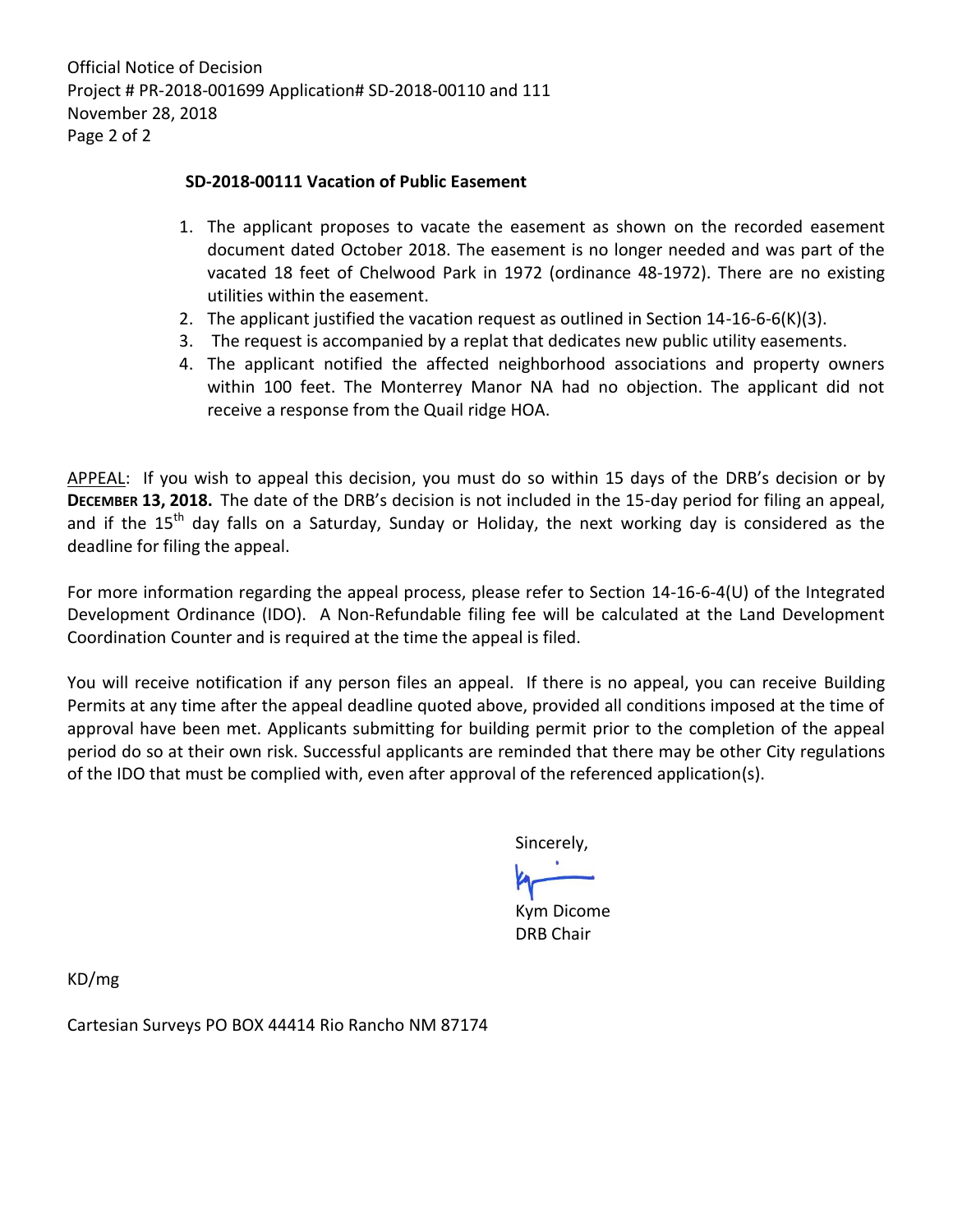**SD-2018-00111 Vacation of Public Easement**

1. The applicant proposes to vacate the easement as shown on the recorded easement document dated October 2018. The easement is no longer needed and was part of the vacated 18 feet of Chelwood Park in 1972 (ordinance 48-1972). There are no existing utilities within the easement.
2. The applicant justified the vacation request as outlined in Section 14-16-6-6(K)(3).
3. The request is accompanied by a replat that dedicates new public utility easements.
4. The applicant notified the affected neighborhood associations and property owners within 100 feet. The Monterrey Manor NA had no objection. The applicant did not receive a response from the Quail ridge HOA.

APPEAL: If you wish to appeal this decision, you must do so within 15 days of the DRB's decision or by **DECEMBER 13, 2018.** The date of the DRB's decision is not included in the 15-day period for filing an appeal, and if the 15th day falls on a Saturday, Sunday or Holiday, the next working day is considered as the deadline for filing the appeal.

For more information regarding the appeal process, please refer to Section 14-16-6-4(U) of the Integrated Development Ordinance (IDO). A Non-Refundable filing fee will be calculated at the Land Development Coordination Counter and is required at the time the appeal is filed.

You will receive notification if any person files an appeal. If there is no appeal, you can receive Building Permits at any time after the appeal deadline quoted above, provided all conditions imposed at the time of approval have been met. Applicants submitting for building permit prior to the completion of the appeal period do so at their own risk. Successful applicants are reminded that there may be other City regulations of the IDO that must be complied with, even after approval of the referenced application(s).

Sincerely,

Kym Dicome
DRB Chair

KD/mg

Cartesian Surveys PO BOX 44414 Rio Rancho NM 87174